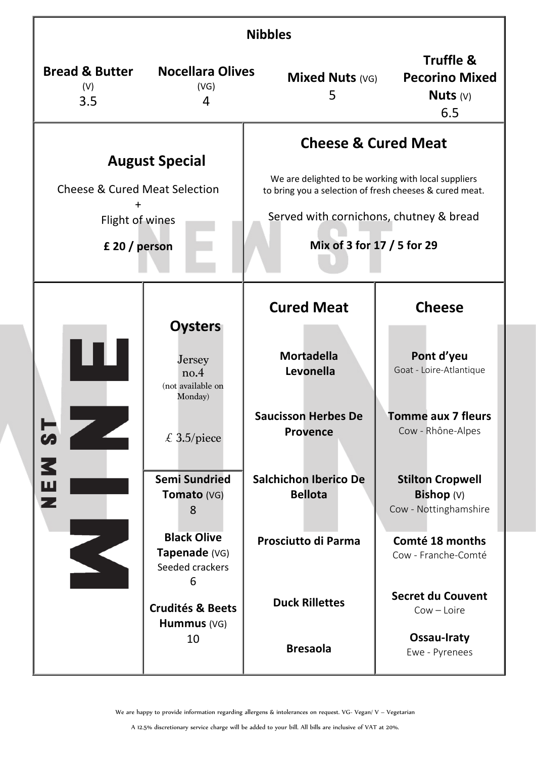## Nibbles

**Bread & Butter** (V)
3.5

**Nocellara Olives** (VG)
4

**Mixed Nuts** (VG)
5

**Truffle & Pecorino Mixed Nuts** (V)
6.5

## August Special

Cheese & Cured Meat Selection
+
Flight of wines

**£ 20 / person**

## Cheese & Cured Meat

We are delighted to be working with local suppliers to bring you a selection of fresh cheeses & cured meat.

Served with cornichons, chutney & bread

**Mix of 3 for 17 / 5 for 29**

NEW ST WINE

## Oysters

Jersey no.4
(not available on Monday)

£ 3.5/piece

**Semi Sundried Tomato** (VG)
8

**Black Olive Tapenade** (VG)
Seeded crackers
6

**Crudités & Beets Hummus** (VG)
10

## Cured Meat

**Mortadella Levonella**

**Saucisson Herbes De Provence**

**Salchichon Iberico De Bellota**

**Prosciutto di Parma**

**Duck Rillettes**

**Bresaola**

## Cheese

**Pont d'yeu**
Goat - Loire-Atlantique

**Tomme aux 7 fleurs**
Cow - Rhône-Alpes

**Stilton Cropwell Bishop** (V)
Cow - Nottinghamshire

**Comté 18 months**
Cow - Franche-Comté

**Secret du Couvent**
Cow – Loire

**Ossau-Iraty**
Ewe - Pyrenees

We are happy to provide information regarding allergens & intolerances on request. VG- Vegan/ V – Vegetarian

A 12.5% discretionary service charge will be added to your bill. All bills are inclusive of VAT at 20%.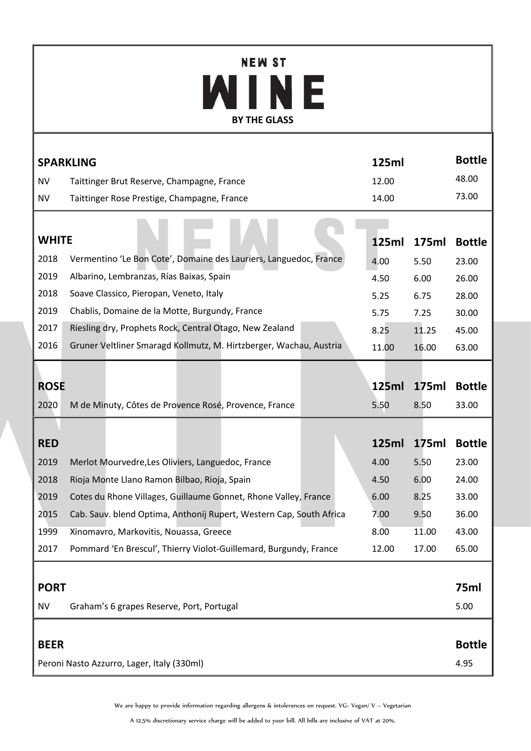# NEW ST WINE

**BY THE GLASS**

## SPARKLING

| | | 125ml | Bottle |
|---|---|---|---|
| NV | Taittinger Brut Reserve, Champagne, France | 12.00 | 48.00 |
| NV | Taittinger Rose Prestige, Champagne, France | 14.00 | 73.00 |

## WHITE

| | | 125ml | 175ml | Bottle |
|---|---|---|---|---|
| 2018 | Vermentino 'Le Bon Cote', Domaine des Lauriers, Languedoc, France | 4.00 | 5.50 | 23.00 |
| 2019 | Albarino, Lembranzas, Rías Baixas, Spain | 4.50 | 6.00 | 26.00 |
| 2018 | Soave Classico, Pieropan, Veneto, Italy | 5.25 | 6.75 | 28.00 |
| 2019 | Chablis, Domaine de la Motte, Burgundy, France | 5.75 | 7.25 | 30.00 |
| 2017 | Riesling dry, Prophets Rock, Central Otago, New Zealand | 8.25 | 11.25 | 45.00 |
| 2016 | Gruner Veltliner Smaragd Kollmutz, M. Hirtzberger, Wachau, Austria | 11.00 | 16.00 | 63.00 |

## ROSE

| | | 125ml | 175ml | Bottle |
|---|---|---|---|---|
| 2020 | M de Minuty, Côtes de Provence Rosé, Provence, France | 5.50 | 8.50 | 33.00 |

## RED

| | | 125ml | 175ml | Bottle |
|---|---|---|---|---|
| 2019 | Merlot Mourvedre,Les Oliviers, Languedoc, France | 4.00 | 5.50 | 23.00 |
| 2018 | Rioja Monte Llano Ramon Bilbao, Rioja, Spain | 4.50 | 6.00 | 24.00 |
| 2019 | Cotes du Rhone Villages, Guillaume Gonnet, Rhone Valley, France | 6.00 | 8.25 | 33.00 |
| 2015 | Cab. Sauv. blend Optima, Anthonij Rupert, Western Cap, South Africa | 7.00 | 9.50 | 36.00 |
| 1999 | Xinomavro, Markovitis, Nouassa, Greece | 8.00 | 11.00 | 43.00 |
| 2017 | Pommard 'En Brescul', Thierry Violot-Guillemard, Burgundy, France | 12.00 | 17.00 | 65.00 |

## PORT

| | | 75ml |
|---|---|---|
| NV | Graham's 6 grapes Reserve, Port, Portugal | 5.00 |

## BEER

| | Bottle |
|---|---|
| Peroni Nasto Azzurro, Lager, Italy (330ml) | 4.95 |

We are happy to provide information regarding allergens & intolerances on request. VG- Vegan/ V – Vegetarian

A 12.5% discretionary service charge will be added to your bill. All bills are inclusive of VAT at 20%.